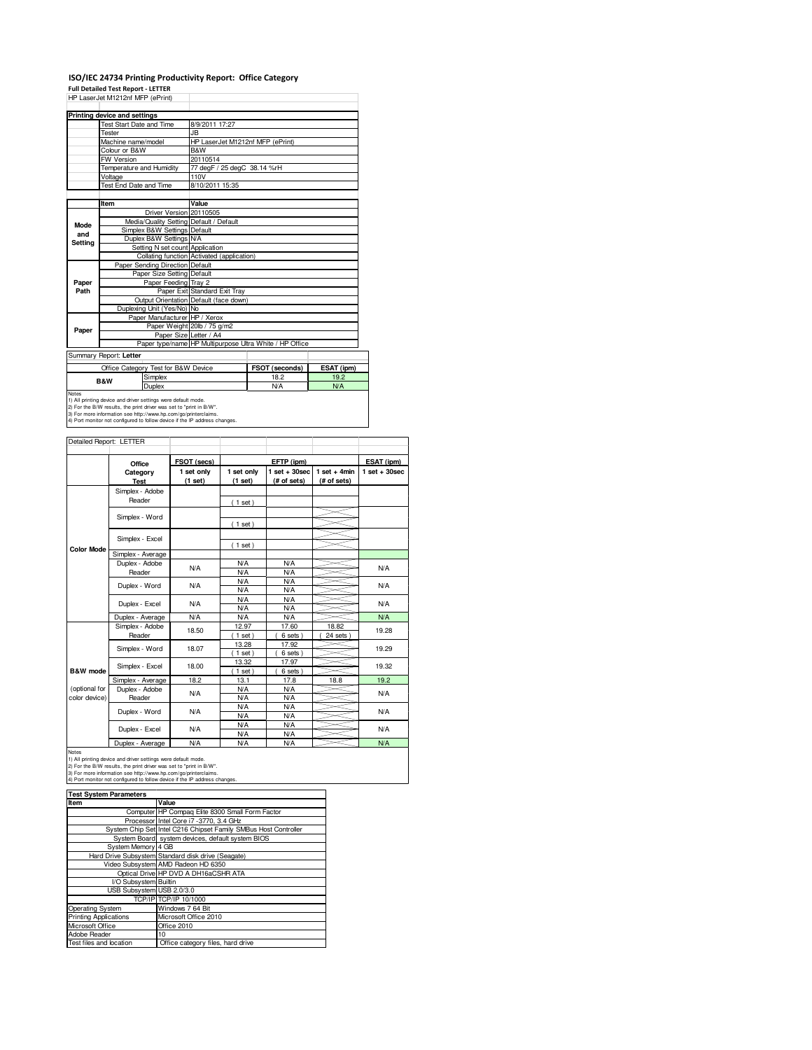# ISO/IEC 24734 Printing Productivity Report: Office Category

**Full Detailed Test Report - LETTER**

HP LaserJet M1212nf MFP (ePrint)

| Printing device and settings | |
|---|---|
| Test Start Date and Time | 8/9/2011 17:27 |
| Tester | JB |
| Machine name/model | HP LaserJet M1212nf MFP (ePrint) |
| Colour or B&W | B&W |
| FW Version | 20110514 |
| Temperature and Humidity | 77 degF / 25 degC 38.14 %rH |
| Voltage | 110V |
| Test End Date and Time | 8/10/2011 15:35 |

| | Item | Value |
|---|---|---|
| Mode and Setting | Driver Version | 20110505 |
| | Media/Quality Setting | Default / Default |
| | Simplex B&W Settings | Default |
| | Duplex B&W Settings | N/A |
| | Setting N set count | Application |
| | Collating function | Activated (application) |
| Paper Path | Paper Sending Direction | Default |
| | Paper Size Setting | Default |
| | Paper Feeding | Tray 2 |
| | Paper Exit | Standard Exit Tray |
| | Output Orientation | Default (face down) |
| | Duplexing Unit (Yes/No) | No |
| Paper | Paper Manufacturer | HP / Xerox |
| | Paper Weight | 20lb / 75 g/m2 |
| | Paper Size | Letter / A4 |
| | Paper type/name | HP Multipurpose Ultra White / HP Office |

Summary Report: **Letter**

| Office Category Test for B&W Device | | FSOT (seconds) | ESAT (ipm) |
|---|---|---|---|
| B&W | Simplex | 18.2 | 19.2 |
| | Duplex | N/A | N/A |

Notes
1) All printing device and driver settings were default mode.
2) For the B/W results, the print driver was set to "print in B/W".
3) For more information see http://www.hp.com/go/printerclaims.
4) Port monitor not configured to follow device if the IP address changes.

Detailed Report: LETTER

| | Office Category Test | FSOT (secs) 1 set only (1 set) | EFTP (ipm) 1 set only (1 set) | EFTP (ipm) 1 set + 30sec (# of sets) | EFTP (ipm) 1 set + 4min (# of sets) | ESAT (ipm) 1 set + 30sec |
|---|---|---|---|---|---|---|
| Color Mode | Simplex - Adobe Reader | | ( 1 set ) | | | |
| | Simplex - Word | | ( 1 set ) | | | |
| | Simplex - Excel | | ( 1 set ) | | | |
| | Simplex - Average | | | | | |
| | Duplex - Adobe Reader | N/A | N/A / N/A | N/A / N/A | | N/A |
| | Duplex - Word | N/A | N/A / N/A | N/A / N/A | | N/A |
| | Duplex - Excel | N/A | N/A / N/A | N/A / N/A | | N/A |
| | Duplex - Average | N/A | N/A | N/A | | N/A |
| B&W mode (optional for color device) | Simplex - Adobe Reader | 18.50 | 12.97 ( 1 set ) | 17.60 ( 6 sets ) | 18.82 ( 24 sets ) | 19.28 |
| | Simplex - Word | 18.07 | 13.28 ( 1 set ) | 17.92 ( 6 sets ) | | 19.29 |
| | Simplex - Excel | 18.00 | 13.32 ( 1 set ) | 17.97 ( 6 sets ) | | 19.32 |
| | Simplex - Average | 18.2 | 13.1 | 17.8 | 18.8 | 19.2 |
| | Duplex - Adobe Reader | N/A | N/A / N/A | N/A / N/A | | N/A |
| | Duplex - Word | N/A | N/A / N/A | N/A / N/A | | N/A |
| | Duplex - Excel | N/A | N/A / N/A | N/A / N/A | | N/A |
| | Duplex - Average | N/A | N/A | N/A | | N/A |

Notes
1) All printing device and driver settings were default mode.
2) For the B/W results, the print driver was set to "print in B/W".
3) For more information see http://www.hp.com/go/printerclaims.
4) Port monitor not configured to follow device if the IP address changes.

| Test System Parameters | |
|---|---|
| **Item** | **Value** |
| Computer | HP Compaq Elite 8300 Small Form Factor |
| Processor | Intel Core i7 -3770, 3.4 GHz |
| System Chip Set | Intel C216 Chipset Family SMBus Host Controller |
| System Board | system devices, default system BIOS |
| System Memory | 4 GB |
| Hard Drive Subsystem | Standard disk drive (Seagate) |
| Video Subsystem | AMD Radeon HD 6350 |
| Optical Drive | HP DVD A DH16aCSHR ATA |
| I/O Subsystem | Builtin |
| USB Subsystem | USB 2.0/3.0 |
| TCP/IP | TCP/IP 10/1000 |
| Operating System | Windows 7 64 Bit |
| Printing Applications | Microsoft Office 2010 |
| Microsoft Office | Office 2010 |
| Adobe Reader | 10 |
| Test files and location | Office category files, hard drive |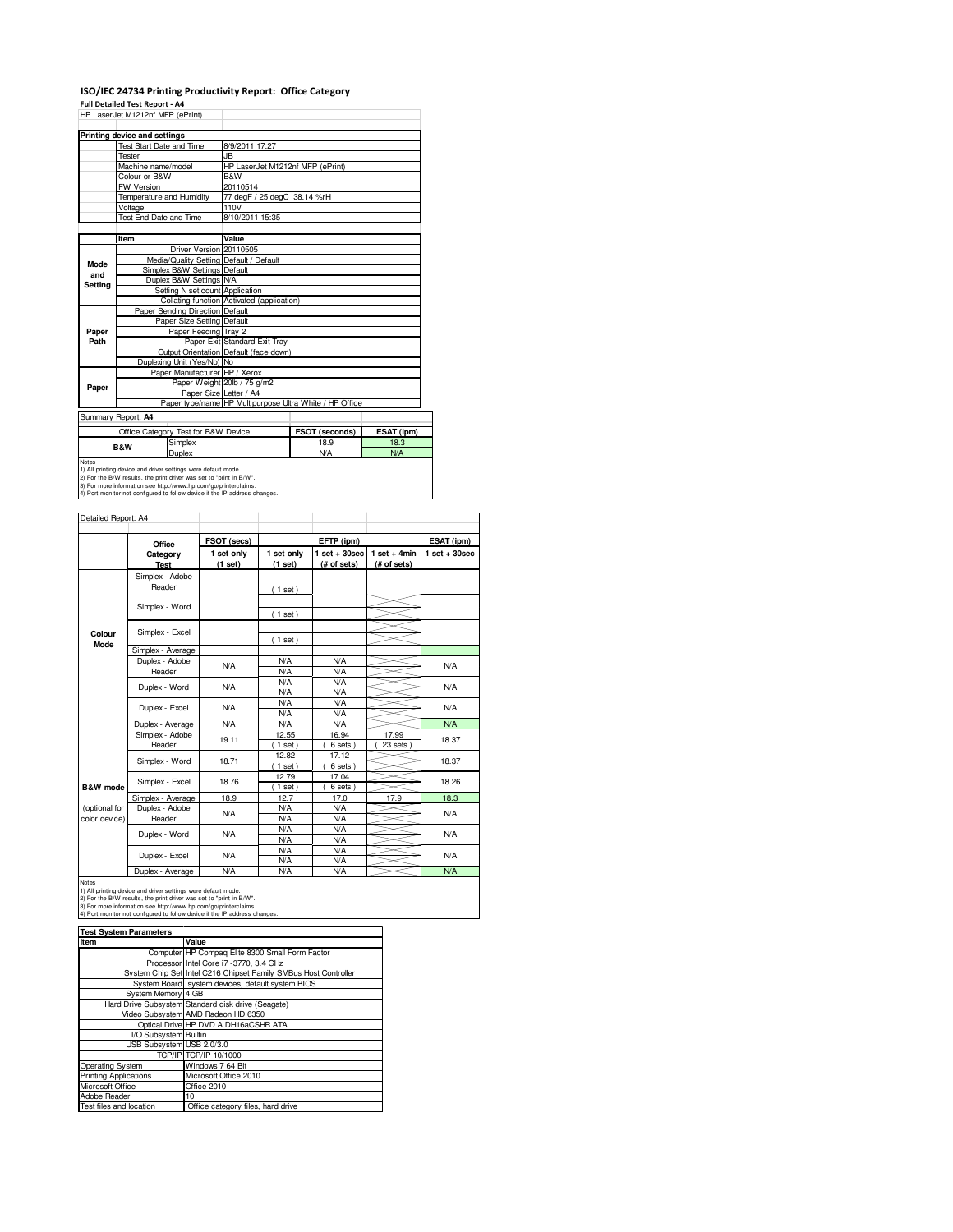# ISO/IEC 24734 Printing Productivity Report: Office Category

**Full Detailed Test Report - A4**

HP LaserJet M1212nf MFP (ePrint)

| Printing device and settings | |
|---|---|
| Test Start Date and Time | 8/9/2011 17:27 |
| Tester | JB |
| Machine name/model | HP LaserJet M1212nf MFP (ePrint) |
| Colour or B&W | B&W |
| FW Version | 20110514 |
| Temperature and Humidity | 77 degF / 25 degC 38.14 %rH |
| Voltage | 110V |
| Test End Date and Time | 8/10/2011 15:35 |

| | Item | Value |
|---|---|---|
| Mode and Setting | Driver Version | 20110505 |
| | Media/Quality Setting | Default / Default |
| | Simplex B&W Settings | Default |
| | Duplex B&W Settings | N/A |
| | Setting N set count | Application |
| | Collating function | Activated (application) |
| Paper Path | Paper Sending Direction | Default |
| | Paper Size Setting | Default |
| | Paper Feeding | Tray 2 |
| | Paper Exit | Standard Exit Tray |
| | Output Orientation | Default (face down) |
| | Duplexing Unit (Yes/No) | No |
| Paper | Paper Manufacturer | HP / Xerox |
| | Paper Weight | 20lb / 75 g/m2 |
| | Paper Size | Letter / A4 |
| | Paper type/name | HP Multipurpose Ultra White / HP Office |

Summary Report: **A4**

| Office Category Test for B&W Device | | FSOT (seconds) | ESAT (ipm) |
|---|---|---|---|
| B&W | Simplex | 18.9 | 18.3 |
| | Duplex | N/A | N/A |

Notes
1) All printing device and driver settings were default mode.
2) For the B/W results, the print driver was set to "print in B/W".
3) For more information see http://www.hp.com/go/printerclaims.
4) Port monitor not configured to follow device if the IP address changes.

Detailed Report: A4

| | Office Category Test | FSOT (secs) 1 set only (1 set) | EFTP (ipm) 1 set only (1 set) | EFTP (ipm) 1 set + 30sec (# of sets) | EFTP (ipm) 1 set + 4min (# of sets) | ESAT (ipm) 1 set + 30sec |
|---|---|---|---|---|---|---|
| Colour Mode | Simplex - Adobe Reader | | ( 1 set ) | | | |
| | Simplex - Word | | ( 1 set ) | | | |
| | Simplex - Excel | | ( 1 set ) | | | |
| | Simplex - Average | | | | | |
| | Duplex - Adobe Reader | N/A | N/A<br>N/A | N/A<br>N/A | | N/A |
| | Duplex - Word | N/A | N/A<br>N/A | N/A<br>N/A | | N/A |
| | Duplex - Excel | N/A | N/A<br>N/A | N/A<br>N/A | | N/A |
| | Duplex - Average | N/A | N/A | N/A | | N/A |
| B&W mode (optional for color device) | Simplex - Adobe Reader | 19.11 | 12.55<br>( 1 set ) | 16.94<br>( 6 sets ) | 17.99<br>( 23 sets ) | 18.37 |
| | Simplex - Word | 18.71 | 12.82<br>( 1 set ) | 17.12<br>( 6 sets ) | | 18.37 |
| | Simplex - Excel | 18.76 | 12.79<br>( 1 set ) | 17.04<br>( 6 sets ) | | 18.26 |
| | Simplex - Average | 18.9 | 12.7 | 17.0 | 17.9 | 18.3 |
| | Duplex - Adobe Reader | N/A | N/A<br>N/A | N/A<br>N/A | | N/A |
| | Duplex - Word | N/A | N/A<br>N/A | N/A<br>N/A | | N/A |
| | Duplex - Excel | N/A | N/A<br>N/A | N/A<br>N/A | | N/A |
| | Duplex - Average | N/A | N/A | N/A | | N/A |

Notes
1) All printing device and driver settings were default mode.
2) For the B/W results, the print driver was set to "print in B/W".
3) For more information see http://www.hp.com/go/printerclaims.
4) Port monitor not configured to follow device if the IP address changes.

| Test System Parameters | |
|---|---|
| **Item** | **Value** |
| Computer | HP Compaq Elite 8300 Small Form Factor |
| Processor | Intel Core i7 -3770, 3.4 GHz |
| System Chip Set | Intel C216 Chipset Family SMBus Host Controller |
| System Board | system devices, default system BIOS |
| System Memory | 4 GB |
| Hard Drive Subsystem | Standard disk drive (Seagate) |
| Video Subsystem | AMD Radeon HD 6350 |
| Optical Drive | HP DVD A DH16aCSHR ATA |
| I/O Subsystem | Builtin |
| USB Subsystem | USB 2.0/3.0 |
| TCP/IP | TCP/IP 10/1000 |
| Operating System | Windows 7 64 Bit |
| Printing Applications | Microsoft Office 2010 |
| Microsoft Office | Office 2010 |
| Adobe Reader | 10 |
| Test files and location | Office category files, hard drive |